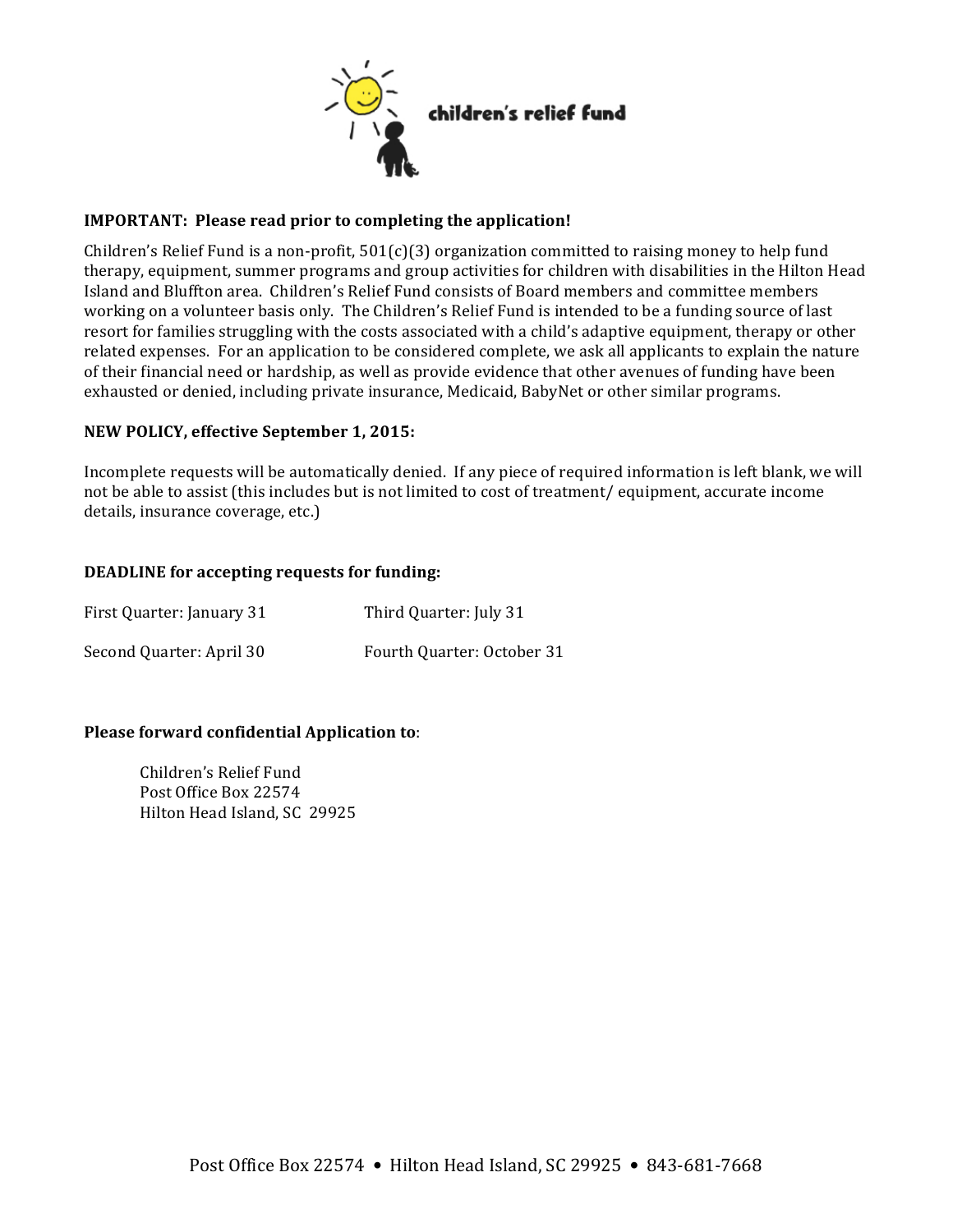children's relief fund

**IMPORTANT: Please read prior to completing the application!**

Children's Relief Fund is a non-profit, 501(c)(3) organization committed to raising money to help fund therapy, equipment, summer programs and group activities for children with disabilities in the Hilton Head Island and Bluffton area. Children's Relief Fund consists of Board members and committee members working on a volunteer basis only. The Children's Relief Fund is intended to be a funding source of last resort for families struggling with the costs associated with a child's adaptive equipment, therapy or other related expenses. For an application to be considered complete, we ask all applicants to explain the nature of their financial need or hardship, as well as provide evidence that other avenues of funding have been exhausted or denied, including private insurance, Medicaid, BabyNet or other similar programs.

**NEW POLICY, effective September 1, 2015:**

Incomplete requests will be automatically denied. If any piece of required information is left blank, we will not be able to assist (this includes but is not limited to cost of treatment/ equipment, accurate income details, insurance coverage, etc.)

**DEADLINE for accepting requests for funding:**

First Quarter: January 31

Second Quarter: April 30

Third Quarter: July 31

Fourth Quarter: October 31

**Please forward confidential Application to**:

Children's Relief Fund
Post Office Box 22574
Hilton Head Island, SC 29925

Post Office Box 22574 • Hilton Head Island, SC 29925 • 843-681-7668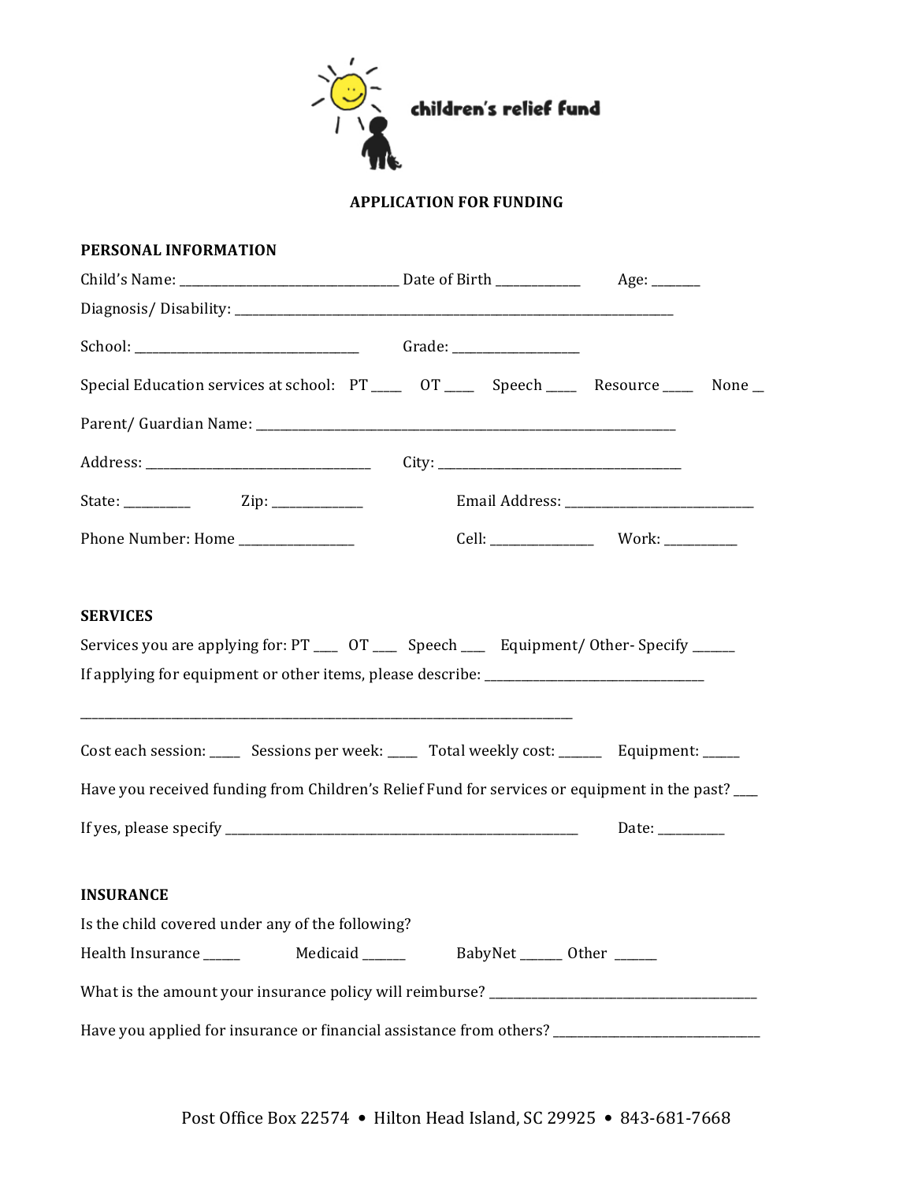children's relief fund

**APPLICATION FOR FUNDING**

**PERSONAL INFORMATION**

Child's Name: ______________________________ Date of Birth ____________ Age: _______

Diagnosis/ Disability: ______________________________________________________________

School: ______________________________ Grade: _________________

Special Education services at school: PT ____ OT ____ Speech ____ Resource ____ None __

Parent/ Guardian Name: ________________________________________________________

Address: ______________________________ City: _________________________________

State: _________ Zip: ____________ Email Address: __________________________

Phone Number: Home ________________ Cell: ______________ Work: __________

**SERVICES**

Services you are applying for: PT ___ OT ___ Speech ___ Equipment/ Other- Specify ______

If applying for equipment or other items, please describe: ______________________________

_________________________________________________________________________

Cost each session: ____ Sessions per week: ____ Total weekly cost: ______ Equipment: _____

Have you received funding from Children's Relief Fund for services or equipment in the past? ___

If yes, please specify ___________________________________________________ Date: _________

**INSURANCE**

Is the child covered under any of the following?

Health Insurance _____ Medicaid ______ BabyNet ______ Other ______

What is the amount your insurance policy will reimburse? ____________________________________

Have you applied for insurance or financial assistance from others? ___________________________

Post Office Box 22574 • Hilton Head Island, SC 29925 • 843-681-7668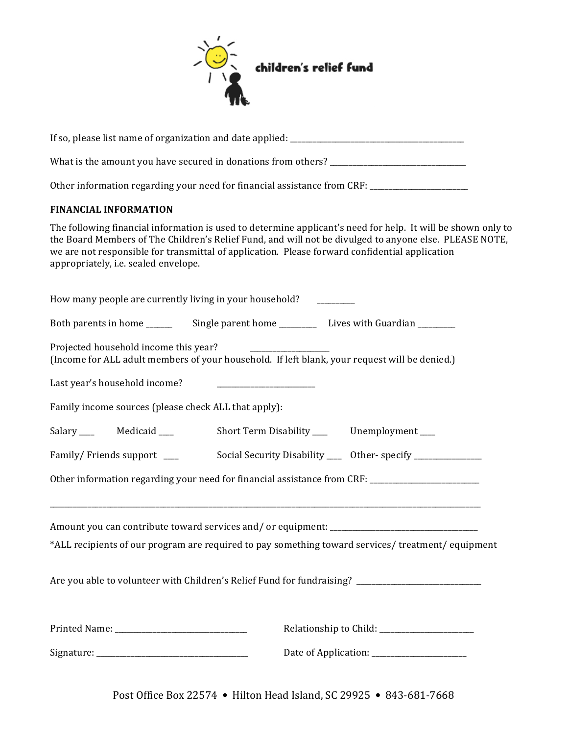children's relief fund

If so, please list name of organization and date applied: ___________________________________________

What is the amount you have secured in donations from others? ___________________________________

Other information regarding your need for financial assistance from CRF: ________________________

**FINANCIAL INFORMATION**

The following financial information is used to determine applicant's need for help. It will be shown only to the Board Members of The Children's Relief Fund, and will not be divulged to anyone else. PLEASE NOTE, we are not responsible for transmittal of application. Please forward confidential application appropriately, i.e. sealed envelope.

How many people are currently living in your household? _________

Both parents in home ______ Single parent home _________ Lives with Guardian _________

Projected household income this year? ___________________
(Income for ALL adult members of your household. If left blank, your request will be denied.)

Last year's household income? ________________________

Family income sources (please check ALL that apply):

Salary ___ Medicaid ___ Short Term Disability ___ Unemployment ___

Family/ Friends support ___ Social Security Disability ___ Other- specify _______________

Other information regarding your need for financial assistance from CRF: ___________________________

________________________________________________________________________________________________

Amount you can contribute toward services and/ or equipment: _____________________________________

*ALL recipients of our program are required to pay something toward services/ treatment/ equipment

Are you able to volunteer with Children's Relief Fund for fundraising? ______________________________

Printed Name: ________________________________ Relationship to Child: _______________________

Signature: _____________________________________ Date of Application: _______________________

Post Office Box 22574 • Hilton Head Island, SC 29925 • 843-681-7668